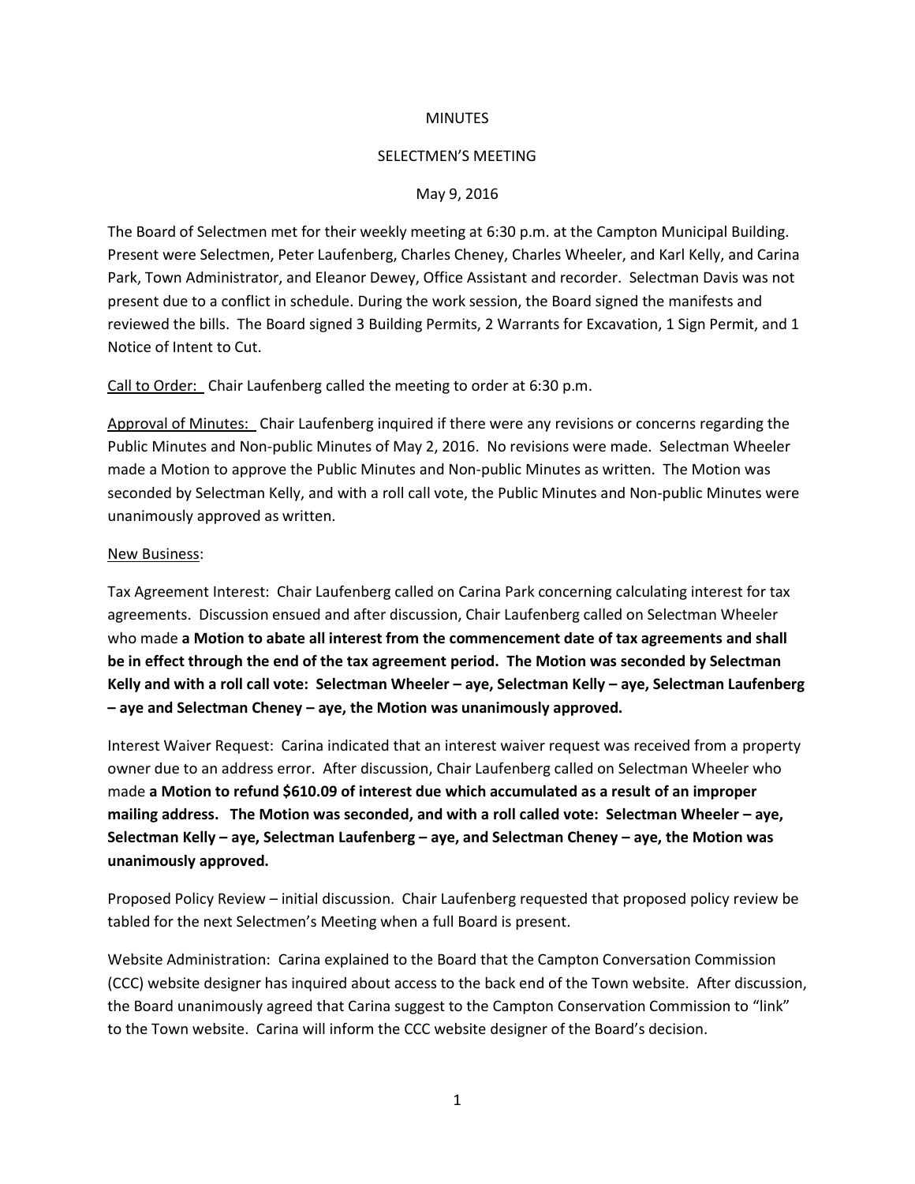MINUTES

SELECTMEN'S MEETING

May 9, 2016

The Board of Selectmen met for their weekly meeting at 6:30 p.m. at the Campton Municipal Building. Present were Selectmen, Peter Laufenberg, Charles Cheney, Charles Wheeler, and Karl Kelly, and Carina Park, Town Administrator, and Eleanor Dewey, Office Assistant and recorder. Selectman Davis was not present due to a conflict in schedule. During the work session, the Board signed the manifests and reviewed the bills. The Board signed 3 Building Permits, 2 Warrants for Excavation, 1 Sign Permit, and 1 Notice of Intent to Cut.

<u>Call to Order:</u> Chair Laufenberg called the meeting to order at 6:30 p.m.

<u>Approval of Minutes:</u> Chair Laufenberg inquired if there were any revisions or concerns regarding the Public Minutes and Non-public Minutes of May 2, 2016. No revisions were made. Selectman Wheeler made a Motion to approve the Public Minutes and Non-public Minutes as written. The Motion was seconded by Selectman Kelly, and with a roll call vote, the Public Minutes and Non-public Minutes were unanimously approved as written.

<u>New Business</u>:

Tax Agreement Interest: Chair Laufenberg called on Carina Park concerning calculating interest for tax agreements. Discussion ensued and after discussion, Chair Laufenberg called on Selectman Wheeler who made **a Motion to abate all interest from the commencement date of tax agreements and shall be in effect through the end of the tax agreement period. The Motion was seconded by Selectman Kelly and with a roll call vote: Selectman Wheeler – aye, Selectman Kelly – aye, Selectman Laufenberg – aye and Selectman Cheney – aye, the Motion was unanimously approved.**

Interest Waiver Request: Carina indicated that an interest waiver request was received from a property owner due to an address error. After discussion, Chair Laufenberg called on Selectman Wheeler who made **a Motion to refund $610.09 of interest due which accumulated as a result of an improper mailing address. The Motion was seconded, and with a roll called vote: Selectman Wheeler – aye, Selectman Kelly – aye, Selectman Laufenberg – aye, and Selectman Cheney – aye, the Motion was unanimously approved.**

Proposed Policy Review – initial discussion. Chair Laufenberg requested that proposed policy review be tabled for the next Selectmen's Meeting when a full Board is present.

Website Administration: Carina explained to the Board that the Campton Conversation Commission (CCC) website designer has inquired about access to the back end of the Town website. After discussion, the Board unanimously agreed that Carina suggest to the Campton Conservation Commission to "link" to the Town website. Carina will inform the CCC website designer of the Board's decision.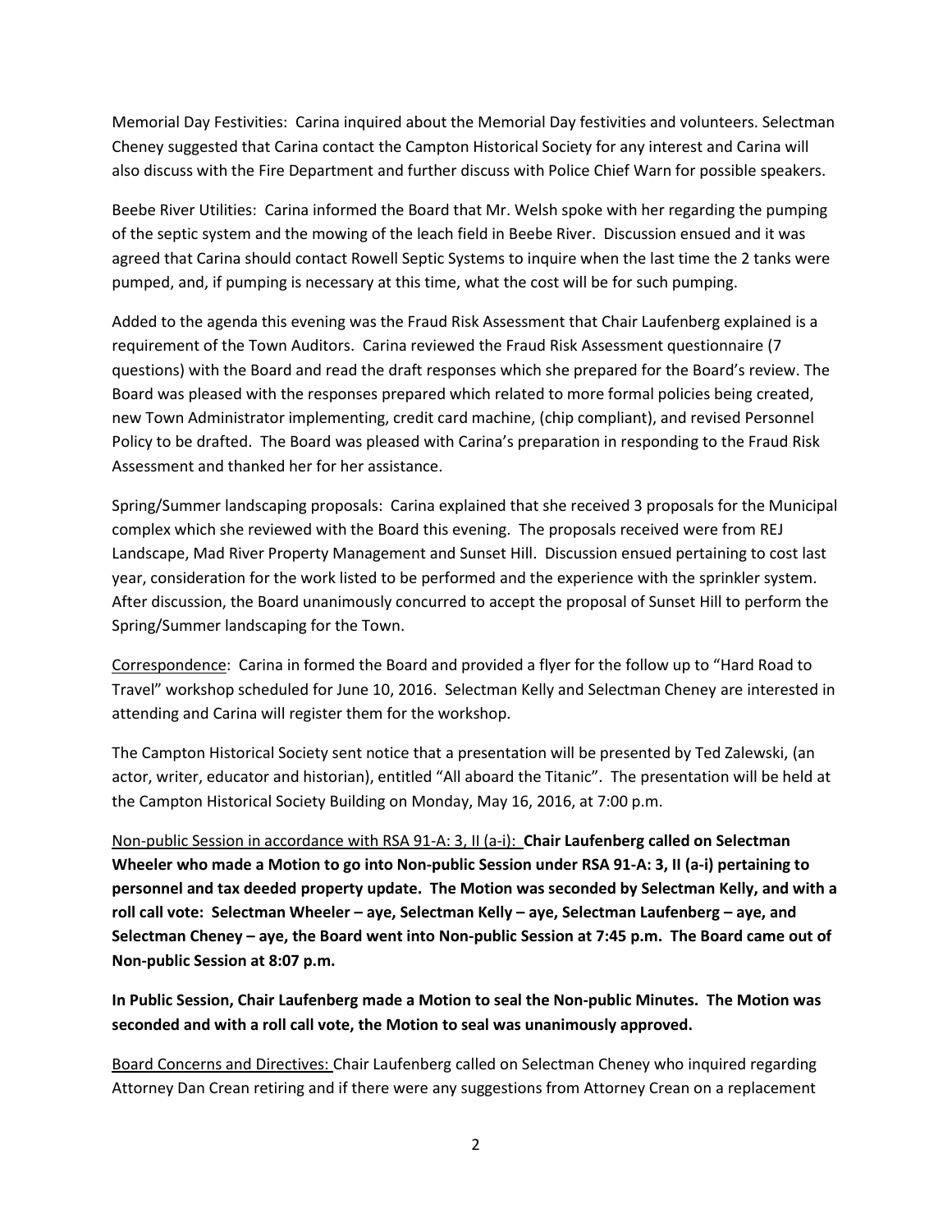Memorial Day Festivities: Carina inquired about the Memorial Day festivities and volunteers. Selectman Cheney suggested that Carina contact the Campton Historical Society for any interest and Carina will also discuss with the Fire Department and further discuss with Police Chief Warn for possible speakers.

Beebe River Utilities: Carina informed the Board that Mr. Welsh spoke with her regarding the pumping of the septic system and the mowing of the leach field in Beebe River. Discussion ensued and it was agreed that Carina should contact Rowell Septic Systems to inquire when the last time the 2 tanks were pumped, and, if pumping is necessary at this time, what the cost will be for such pumping.

Added to the agenda this evening was the Fraud Risk Assessment that Chair Laufenberg explained is a requirement of the Town Auditors. Carina reviewed the Fraud Risk Assessment questionnaire (7 questions) with the Board and read the draft responses which she prepared for the Board's review. The Board was pleased with the responses prepared which related to more formal policies being created, new Town Administrator implementing, credit card machine, (chip compliant), and revised Personnel Policy to be drafted. The Board was pleased with Carina's preparation in responding to the Fraud Risk Assessment and thanked her for her assistance.

Spring/Summer landscaping proposals: Carina explained that she received 3 proposals for the Municipal complex which she reviewed with the Board this evening. The proposals received were from REJ Landscape, Mad River Property Management and Sunset Hill. Discussion ensued pertaining to cost last year, consideration for the work listed to be performed and the experience with the sprinkler system. After discussion, the Board unanimously concurred to accept the proposal of Sunset Hill to perform the Spring/Summer landscaping for the Town.

<u>Correspondence</u>: Carina in formed the Board and provided a flyer for the follow up to "Hard Road to Travel" workshop scheduled for June 10, 2016. Selectman Kelly and Selectman Cheney are interested in attending and Carina will register them for the workshop.

The Campton Historical Society sent notice that a presentation will be presented by Ted Zalewski, (an actor, writer, educator and historian), entitled "All aboard the Titanic". The presentation will be held at the Campton Historical Society Building on Monday, May 16, 2016, at 7:00 p.m.

<u>Non-public Session in accordance with RSA 91-A: 3, II (a-i):</u> **Chair Laufenberg called on Selectman Wheeler who made a Motion to go into Non-public Session under RSA 91-A: 3, II (a-i) pertaining to personnel and tax deeded property update. The Motion was seconded by Selectman Kelly, and with a roll call vote: Selectman Wheeler – aye, Selectman Kelly – aye, Selectman Laufenberg – aye, and Selectman Cheney – aye, the Board went into Non-public Session at 7:45 p.m. The Board came out of Non-public Session at 8:07 p.m.**

**In Public Session, Chair Laufenberg made a Motion to seal the Non-public Minutes. The Motion was seconded and with a roll call vote, the Motion to seal was unanimously approved.**

<u>Board Concerns and Directives:</u> Chair Laufenberg called on Selectman Cheney who inquired regarding Attorney Dan Crean retiring and if there were any suggestions from Attorney Crean on a replacement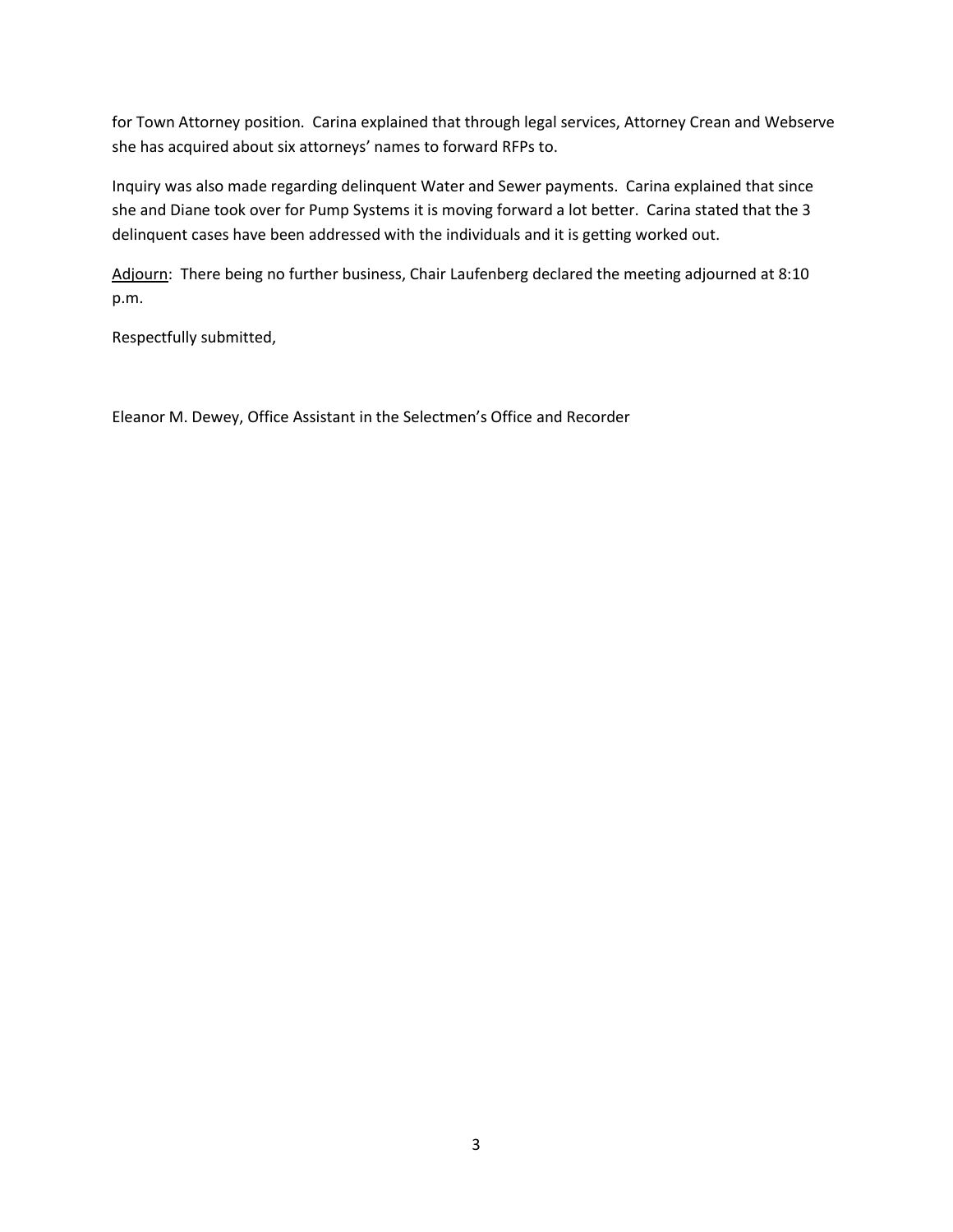for Town Attorney position. Carina explained that through legal services, Attorney Crean and Webserve she has acquired about six attorneys' names to forward RFPs to.

Inquiry was also made regarding delinquent Water and Sewer payments. Carina explained that since she and Diane took over for Pump Systems it is moving forward a lot better. Carina stated that the 3 delinquent cases have been addressed with the individuals and it is getting worked out.

<u>Adjourn</u>: There being no further business, Chair Laufenberg declared the meeting adjourned at 8:10 p.m.

Respectfully submitted,

Eleanor M. Dewey, Office Assistant in the Selectmen's Office and Recorder